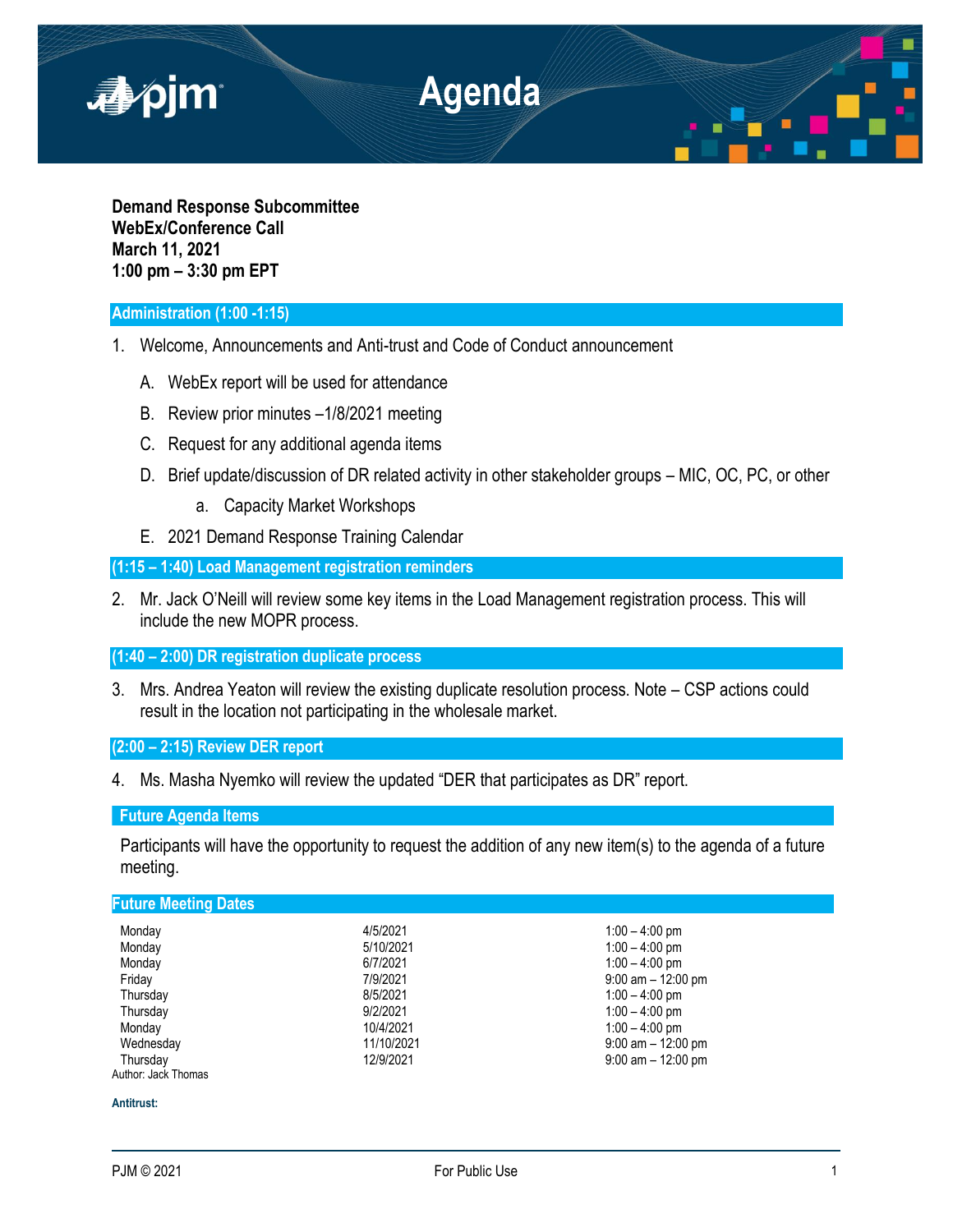# Agenda

**Demand Response Subcommittee**
**WebEx/Conference Call**
**March 11, 2021**
**1:00 pm – 3:30 pm EPT**

## Administration (1:00 -1:15)

1. Welcome, Announcements and Anti-trust and Code of Conduct announcement

   A. WebEx report will be used for attendance

   B. Review prior minutes –1/8/2021 meeting

   C. Request for any additional agenda items

   D. Brief update/discussion of DR related activity in other stakeholder groups – MIC, OC, PC, or other

      a. Capacity Market Workshops

   E. 2021 Demand Response Training Calendar

## (1:15 – 1:40) Load Management registration reminders

2. Mr. Jack O'Neill will review some key items in the Load Management registration process. This will include the new MOPR process.

## (1:40 – 2:00) DR registration duplicate process

3. Mrs. Andrea Yeaton will review the existing duplicate resolution process. Note – CSP actions could result in the location not participating in the wholesale market.

## (2:00 – 2:15) Review DER report

4. Ms. Masha Nyemko will review the updated "DER that participates as DR" report.

## Future Agenda Items

Participants will have the opportunity to request the addition of any new item(s) to the agenda of a future meeting.

## Future Meeting Dates

| | | |
|---|---|---|
| Monday | 4/5/2021 | 1:00 – 4:00 pm |
| Monday | 5/10/2021 | 1:00 – 4:00 pm |
| Monday | 6/7/2021 | 1:00 – 4:00 pm |
| Friday | 7/9/2021 | 9:00 am – 12:00 pm |
| Thursday | 8/5/2021 | 1:00 – 4:00 pm |
| Thursday | 9/2/2021 | 1:00 – 4:00 pm |
| Monday | 10/4/2021 | 1:00 – 4:00 pm |
| Wednesday | 11/10/2021 | 9:00 am – 12:00 pm |
| Thursday | 12/9/2021 | 9:00 am – 12:00 pm |

Author: Jack Thomas

**Antitrust:**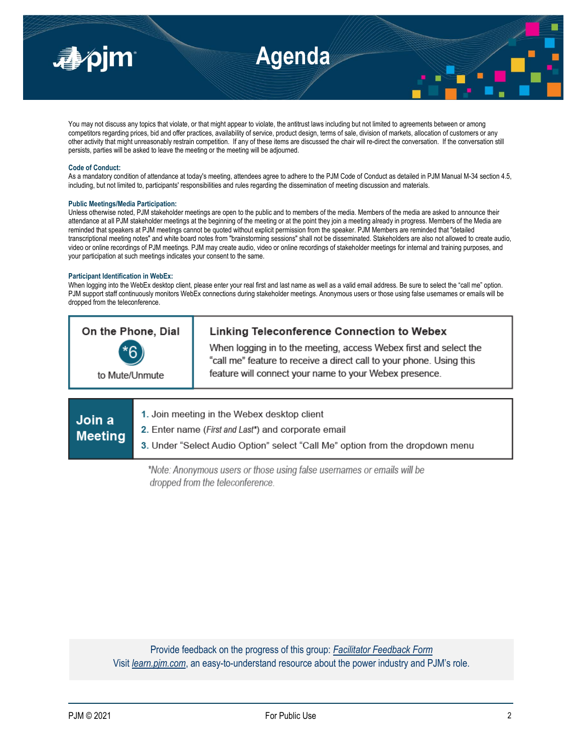# Agenda

You may not discuss any topics that violate, or that might appear to violate, the antitrust laws including but not limited to agreements between or among competitors regarding prices, bid and offer practices, availability of service, product design, terms of sale, division of markets, allocation of customers or any other activity that might unreasonably restrain competition. If any of these items are discussed the chair will re-direct the conversation. If the conversation still persists, parties will be asked to leave the meeting or the meeting will be adjourned.

**Code of Conduct:**
As a mandatory condition of attendance at today's meeting, attendees agree to adhere to the PJM Code of Conduct as detailed in PJM Manual M-34 section 4.5, including, but not limited to, participants' responsibilities and rules regarding the dissemination of meeting discussion and materials.

**Public Meetings/Media Participation:**
Unless otherwise noted, PJM stakeholder meetings are open to the public and to members of the media. Members of the media are asked to announce their attendance at all PJM stakeholder meetings at the beginning of the meeting or at the point they join a meeting already in progress. Members of the Media are reminded that speakers at PJM meetings cannot be quoted without explicit permission from the speaker. PJM Members are reminded that "detailed transcriptional meeting notes" and white board notes from "brainstorming sessions" shall not be disseminated. Stakeholders are also not allowed to create audio, video or online recordings of PJM meetings. PJM may create audio, video or online recordings of stakeholder meetings for internal and training purposes, and your participation at such meetings indicates your consent to the same.

**Participant Identification in WebEx:**
When logging into the WebEx desktop client, please enter your real first and last name as well as a valid email address. Be sure to select the "call me" option. PJM support staff continuously monitors WebEx connections during stakeholder meetings. Anonymous users or those using false usernames or emails will be dropped from the teleconference.

**On the Phone, Dial**
*6
to Mute/Unmute

**Linking Teleconference Connection to Webex**
When logging in to the meeting, access Webex first and select the "call me" feature to receive a direct call to your phone. Using this feature will connect your name to your Webex presence.

**Join a Meeting**

1. Join meeting in the Webex desktop client
2. Enter name (*First and Last**) and corporate email
3. Under "Select Audio Option" select "Call Me" option from the dropdown menu

*\*Note: Anonymous users or those using false usernames or emails will be dropped from the teleconference.*

Provide feedback on the progress of this group: *Facilitator Feedback Form*
Visit *learn.pjm.com*, an easy-to-understand resource about the power industry and PJM's role.

PJM © 2021 For Public Use